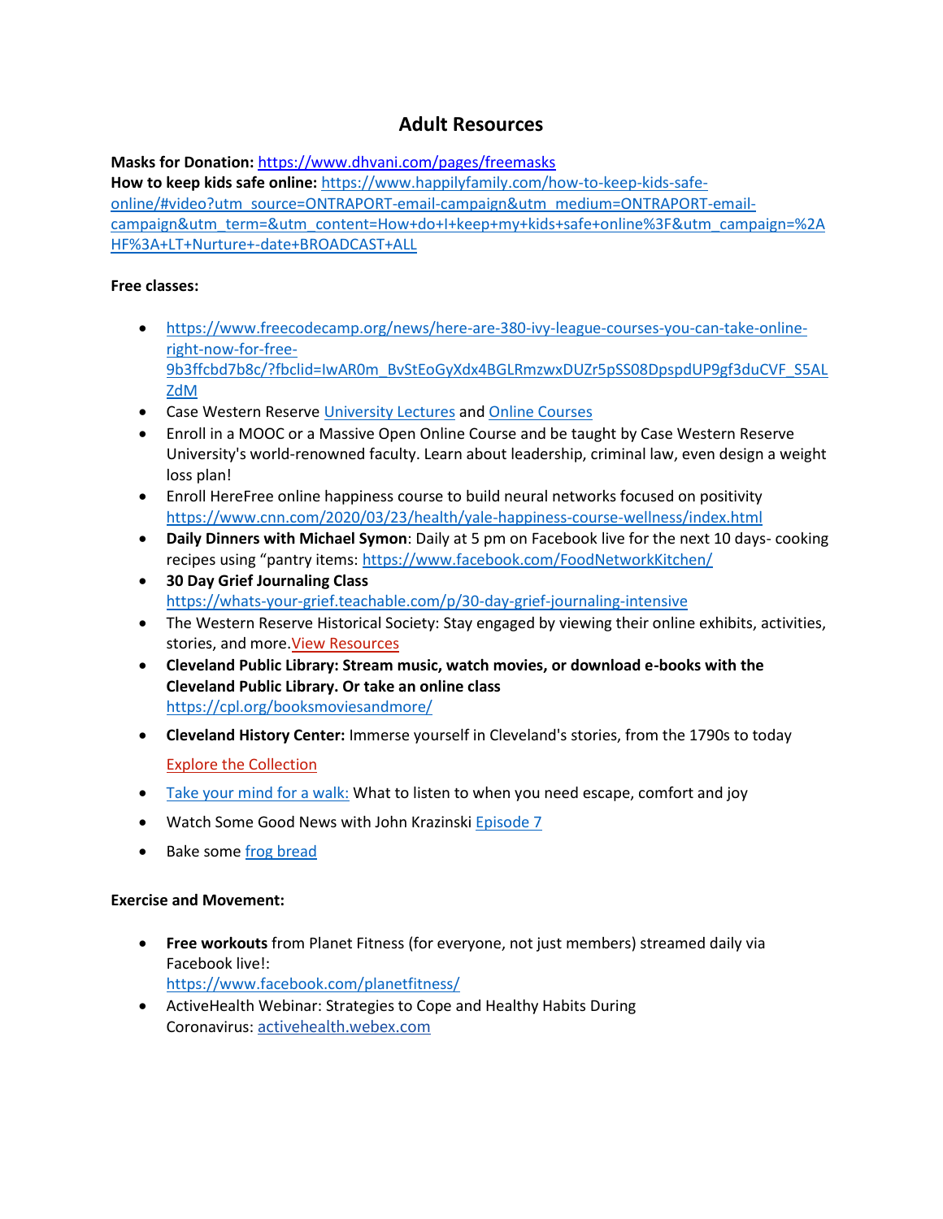# Adult Resources

**Masks for Donation:** https://www.dhvani.com/pages/freemasks
**How to keep kids safe online:** https://www.happilyfamily.com/how-to-keep-kids-safe-online/#video?utm_source=ONTRAPORT-email-campaign&utm_medium=ONTRAPORT-email-campaign&utm_term=&utm_content=How+do+I+keep+my+kids+safe+online%3F&utm_campaign=%2AHF%3A+LT+Nurture+-date+BROADCAST+ALL

**Free classes:**

- https://www.freecodecamp.org/news/here-are-380-ivy-league-courses-you-can-take-online-right-now-for-free-9b3ffcbd7b8c/?fbclid=IwAR0m_BvStEoGyXdx4BGLRmzwxDUZr5pSS08DpspdUP9gf3duCVF_S5ALZdM
- Case Western Reserve University Lectures and Online Courses
- Enroll in a MOOC or a Massive Open Online Course and be taught by Case Western Reserve University's world-renowned faculty. Learn about leadership, criminal law, even design a weight loss plan!
- Enroll HereFree online happiness course to build neural networks focused on positivity https://www.cnn.com/2020/03/23/health/yale-happiness-course-wellness/index.html
- **Daily Dinners with Michael Symon**: Daily at 5 pm on Facebook live for the next 10 days- cooking recipes using "pantry items: https://www.facebook.com/FoodNetworkKitchen/
- **30 Day Grief Journaling Class** https://whats-your-grief.teachable.com/p/30-day-grief-journaling-intensive
- The Western Reserve Historical Society: Stay engaged by viewing their online exhibits, activities, stories, and more.View Resources
- **Cleveland Public Library: Stream music, watch movies, or download e-books with the Cleveland Public Library. Or take an online class** https://cpl.org/booksmoviesandmore/
- **Cleveland History Center:** Immerse yourself in Cleveland's stories, from the 1790s to today

  Explore the Collection
- Take your mind for a walk: What to listen to when you need escape, comfort and joy
- Watch Some Good News with John Krazinski Episode 7
- Bake some frog bread

**Exercise and Movement:**

- **Free workouts** from Planet Fitness (for everyone, not just members) streamed daily via Facebook live!: https://www.facebook.com/planetfitness/
- ActiveHealth Webinar: Strategies to Cope and Healthy Habits During Coronavirus: activehealth.webex.com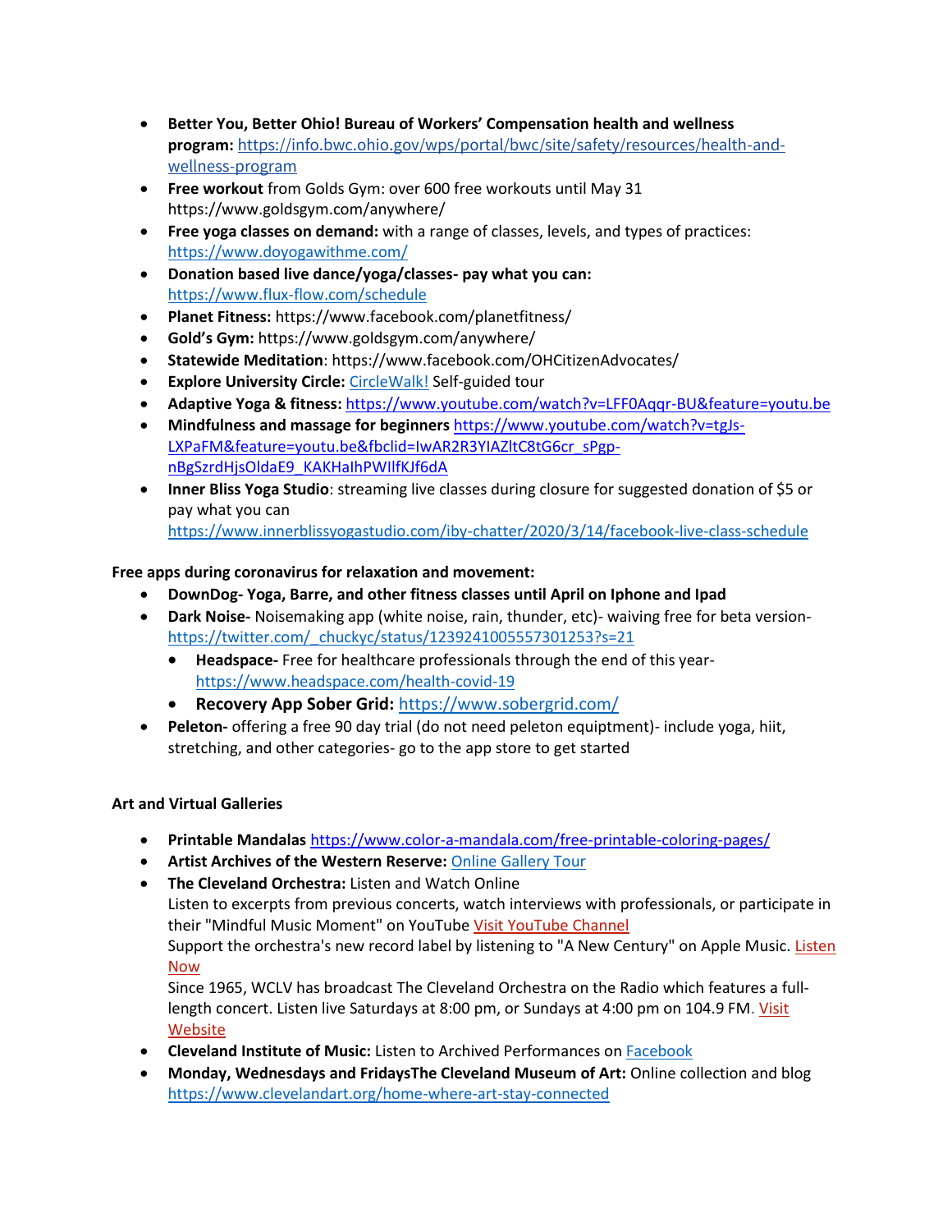- **Better You, Better Ohio! Bureau of Workers' Compensation health and wellness program:** https://info.bwc.ohio.gov/wps/portal/bwc/site/safety/resources/health-and-wellness-program
- **Free workout** from Golds Gym: over 600 free workouts until May 31 https://www.goldsgym.com/anywhere/
- **Free yoga classes on demand:** with a range of classes, levels, and types of practices: https://www.doyogawithme.com/
- **Donation based live dance/yoga/classes- pay what you can:** https://www.flux-flow.com/schedule
- **Planet Fitness:** https://www.facebook.com/planetfitness/
- **Gold's Gym:** https://www.goldsgym.com/anywhere/
- **Statewide Meditation**: https://www.facebook.com/OHCitizenAdvocates/
- **Explore University Circle:** CircleWalk! Self-guided tour
- **Adaptive Yoga & fitness:** https://www.youtube.com/watch?v=LFF0Aqqr-BU&feature=youtu.be
- **Mindfulness and massage for beginners** https://www.youtube.com/watch?v=tgJs-LXPaFM&feature=youtu.be&fbclid=IwAR2R3YIAZltC8tG6cr_sPgp-nBgSzrdHjsOldaE9_KAKHalhPWIlfKJf6dA
- **Inner Bliss Yoga Studio**: streaming live classes during closure for suggested donation of $5 or pay what you can https://www.innerblissyogastudio.com/iby-chatter/2020/3/14/facebook-live-class-schedule

**Free apps during coronavirus for relaxation and movement:**

- **DownDog- Yoga, Barre, and other fitness classes until April on Iphone and Ipad**
- **Dark Noise-** Noisemaking app (white noise, rain, thunder, etc)- waiving free for beta version- https://twitter.com/_chuckyc/status/1239241005557301253?s=21
  - **Headspace-** Free for healthcare professionals through the end of this year- https://www.headspace.com/health-covid-19
  - **Recovery App Sober Grid:** https://www.sobergrid.com/
- **Peleton-** offering a free 90 day trial (do not need peleton equiptment)- include yoga, hiit, stretching, and other categories- go to the app store to get started

**Art and Virtual Galleries**

- **Printable Mandalas** https://www.color-a-mandala.com/free-printable-coloring-pages/
- **Artist Archives of the Western Reserve:** Online Gallery Tour
- **The Cleveland Orchestra:** Listen and Watch Online
  Listen to excerpts from previous concerts, watch interviews with professionals, or participate in their "Mindful Music Moment" on YouTube Visit YouTube Channel
  Support the orchestra's new record label by listening to "A New Century" on Apple Music. Listen Now
  Since 1965, WCLV has broadcast The Cleveland Orchestra on the Radio which features a full-length concert. Listen live Saturdays at 8:00 pm, or Sundays at 4:00 pm on 104.9 FM. Visit Website
- **Cleveland Institute of Music:** Listen to Archived Performances on Facebook
- **Monday, Wednesdays and FridaysThe Cleveland Museum of Art:** Online collection and blog https://www.clevelandart.org/home-where-art-stay-connected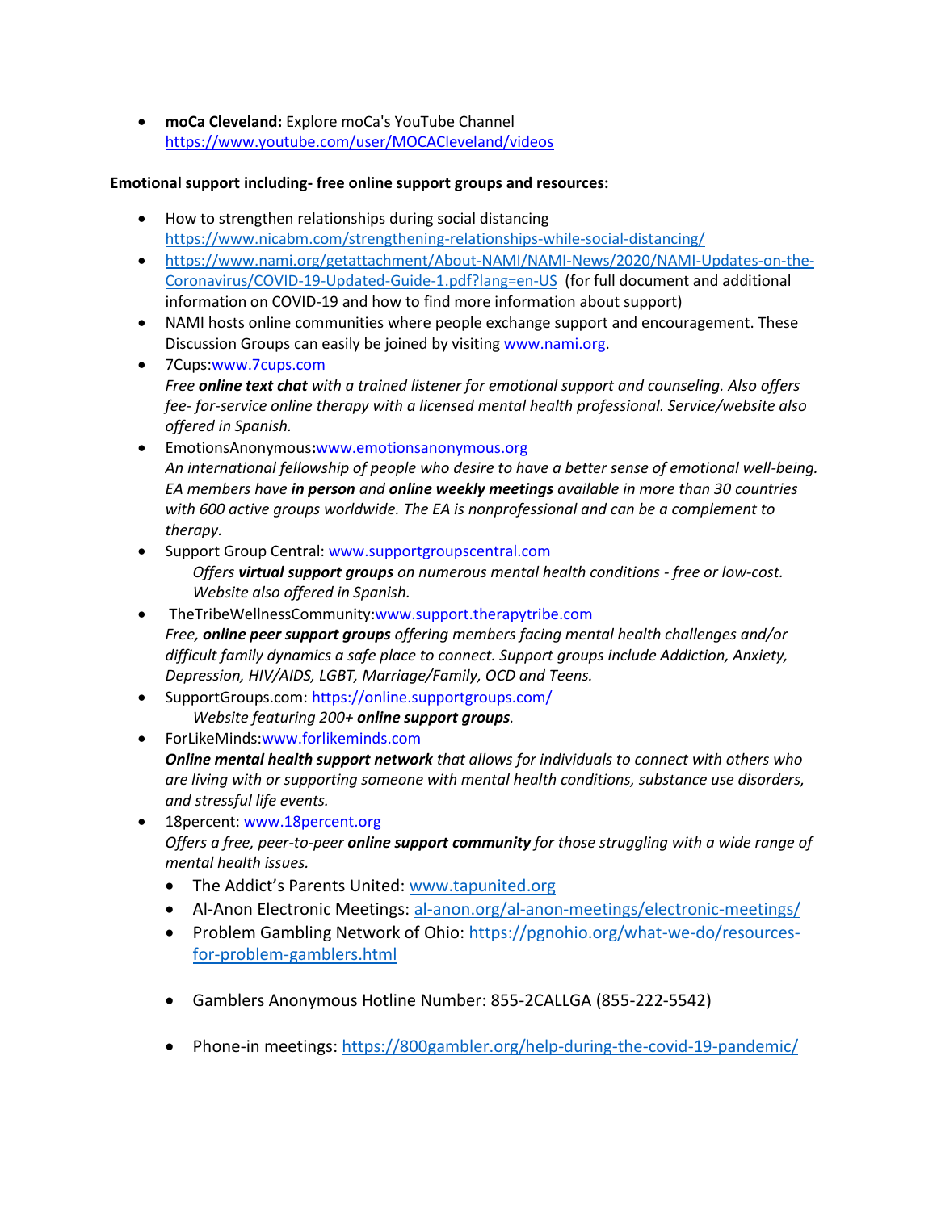- **moCa Cleveland:** Explore moCa's YouTube Channel https://www.youtube.com/user/MOCACleveland/videos

**Emotional support including- free online support groups and resources:**

- How to strengthen relationships during social distancing https://www.nicabm.com/strengthening-relationships-while-social-distancing/
- https://www.nami.org/getattachment/About-NAMI/NAMI-News/2020/NAMI-Updates-on-the-Coronavirus/COVID-19-Updated-Guide-1.pdf?lang=en-US (for full document and additional information on COVID-19 and how to find more information about support)
- NAMI hosts online communities where people exchange support and encouragement. These Discussion Groups can easily be joined by visiting www.nami.org.
- 7Cups:www.7cups.com
  *Free **online text chat** with a trained listener for emotional support and counseling. Also offers fee- for-service online therapy with a licensed mental health professional. Service/website also offered in Spanish.*
- EmotionsAnonymous**:**www.emotionsanonymous.org
  *An international fellowship of people who desire to have a better sense of emotional well-being. EA members have **in person** and **online weekly meetings** available in more than 30 countries with 600 active groups worldwide. The EA is nonprofessional and can be a complement to therapy.*
- Support Group Central: www.supportgroupscentral.com
  *Offers **virtual support groups** on numerous mental health conditions - free or low-cost. Website also offered in Spanish.*
- TheTribeWellnessCommunity:www.support.therapytribe.com
  *Free, **online peer support groups** offering members facing mental health challenges and/or difficult family dynamics a safe place to connect. Support groups include Addiction, Anxiety, Depression, HIV/AIDS, LGBT, Marriage/Family, OCD and Teens.*
- SupportGroups.com: https://online.supportgroups.com/
  *Website featuring 200+ **online support groups**.*
- ForLikeMinds:www.forlikeminds.com
  ***Online mental health support network** that allows for individuals to connect with others who are living with or supporting someone with mental health conditions, substance use disorders, and stressful life events.*
- 18percent: www.18percent.org
  *Offers a free, peer-to-peer **online support community** for those struggling with a wide range of mental health issues.*
  - The Addict's Parents United: www.tapunited.org
  - Al-Anon Electronic Meetings: al-anon.org/al-anon-meetings/electronic-meetings/
  - Problem Gambling Network of Ohio: https://pgnohio.org/what-we-do/resources-for-problem-gamblers.html
  - Gamblers Anonymous Hotline Number: 855-2CALLGA (855-222-5542)
  - Phone-in meetings: https://800gambler.org/help-during-the-covid-19-pandemic/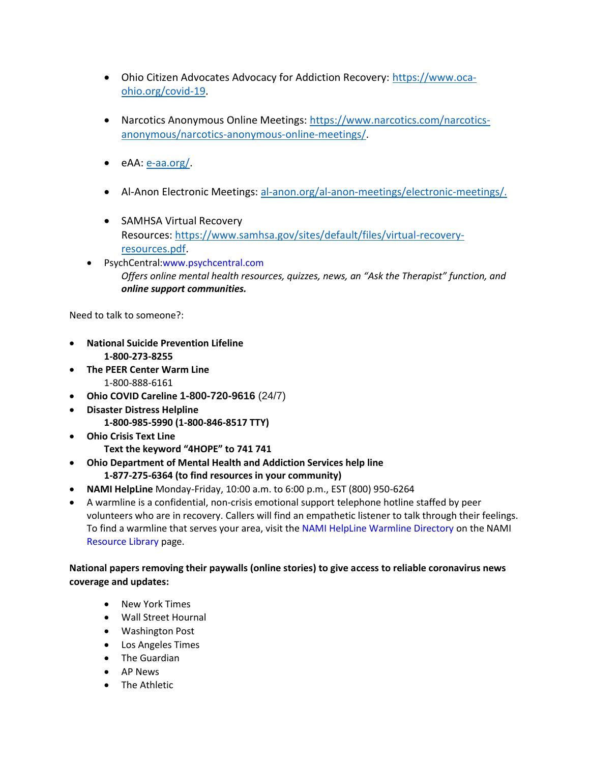- Ohio Citizen Advocates Advocacy for Addiction Recovery: [https://www.oca-ohio.org/covid-19](https://www.oca-ohio.org/covid-19).

- Narcotics Anonymous Online Meetings: [https://www.narcotics.com/narcotics-anonymous/narcotics-anonymous-online-meetings/](https://www.narcotics.com/narcotics-anonymous/narcotics-anonymous-online-meetings/).

- eAA: [e-aa.org/](e-aa.org/).

- Al-Anon Electronic Meetings: [al-anon.org/al-anon-meetings/electronic-meetings/.](al-anon.org/al-anon-meetings/electronic-meetings/)

- SAMHSA Virtual Recovery Resources: [https://www.samhsa.gov/sites/default/files/virtual-recovery-resources.pdf](https://www.samhsa.gov/sites/default/files/virtual-recovery-resources.pdf).

- PsychCentral:[www.psychcentral.com](www.psychcentral.com)
  *Offers online mental health resources, quizzes, news, an "Ask the Therapist" function, and **online support communities.***

Need to talk to someone?:

- **National Suicide Prevention Lifeline**
  **1-800-273-8255**
- **The PEER Center Warm Line**
  1-800-888-6161
- **Ohio COVID Careline 1-800-720-9616** (24/7)
- **Disaster Distress Helpline**
  **1-800-985-5990 (1-800-846-8517 TTY)**
- **Ohio Crisis Text Line**
  **Text the keyword "4HOPE" to 741 741**
- **Ohio Department of Mental Health and Addiction Services help line**
  **1-877-275-6364 (to find resources in your community)**
- **NAMI HelpLine** Monday-Friday, 10:00 a.m. to 6:00 p.m., EST (800) 950-6264
- A warmline is a confidential, non-crisis emotional support telephone hotline staffed by peer volunteers who are in recovery. Callers will find an empathetic listener to talk through their feelings. To find a warmline that serves your area, visit the NAMI HelpLine Warmline Directory on the NAMI Resource Library page.

**National papers removing their paywalls (online stories) to give access to reliable coronavirus news coverage and updates:**

- New York Times
- Wall Street Hournal
- Washington Post
- Los Angeles Times
- The Guardian
- AP News
- The Athletic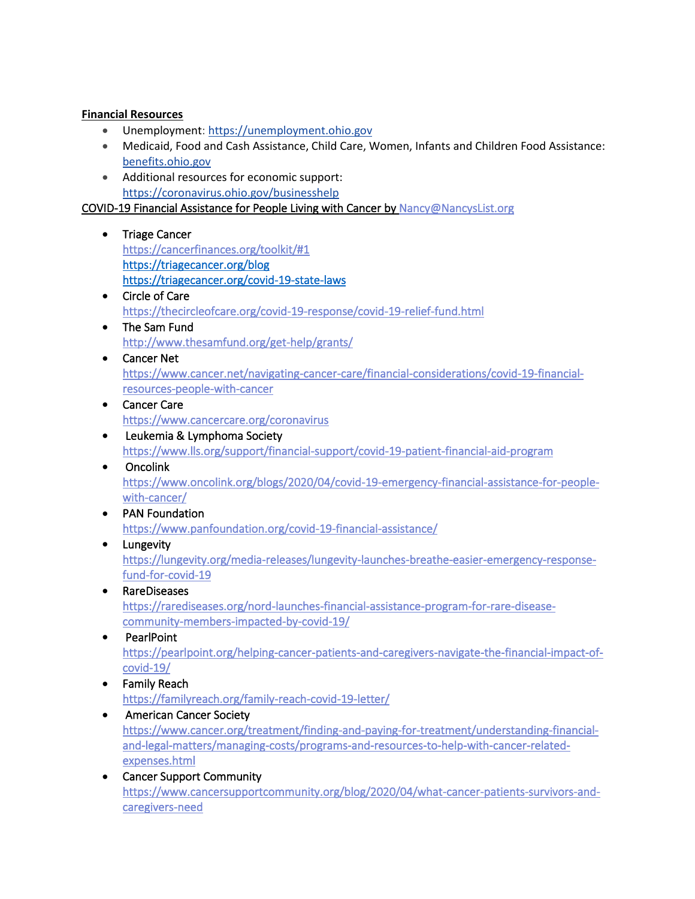**Financial Resources**

- Unemployment: https://unemployment.ohio.gov
- Medicaid, Food and Cash Assistance, Child Care, Women, Infants and Children Food Assistance: benefits.ohio.gov
- Additional resources for economic support: https://coronavirus.ohio.gov/businesshelp

COVID-19 Financial Assistance for People Living with Cancer by Nancy@NancysList.org

- Triage Cancer
  https://cancerfinances.org/toolkit/#1
  https://triagecancer.org/blog
  https://triagecancer.org/covid-19-state-laws
- Circle of Care
  https://thecircleofcare.org/covid-19-response/covid-19-relief-fund.html
- The Sam Fund
  http://www.thesamfund.org/get-help/grants/
- Cancer Net
  https://www.cancer.net/navigating-cancer-care/financial-considerations/covid-19-financial-resources-people-with-cancer
- Cancer Care
  https://www.cancercare.org/coronavirus
- Leukemia & Lymphoma Society
  https://www.lls.org/support/financial-support/covid-19-patient-financial-aid-program
- Oncolink
  https://www.oncolink.org/blogs/2020/04/covid-19-emergency-financial-assistance-for-people-with-cancer/
- PAN Foundation
  https://www.panfoundation.org/covid-19-financial-assistance/
- Lungevity
  https://lungevity.org/media-releases/lungevity-launches-breathe-easier-emergency-response-fund-for-covid-19
- RareDiseases
  https://rarediseases.org/nord-launches-financial-assistance-program-for-rare-disease-community-members-impacted-by-covid-19/
- PearlPoint
  https://pearlpoint.org/helping-cancer-patients-and-caregivers-navigate-the-financial-impact-of-covid-19/
- Family Reach
  https://familyreach.org/family-reach-covid-19-letter/
- American Cancer Society
  https://www.cancer.org/treatment/finding-and-paying-for-treatment/understanding-financial-and-legal-matters/managing-costs/programs-and-resources-to-help-with-cancer-related-expenses.html
- Cancer Support Community
  https://www.cancersupportcommunity.org/blog/2020/04/what-cancer-patients-survivors-and-caregivers-need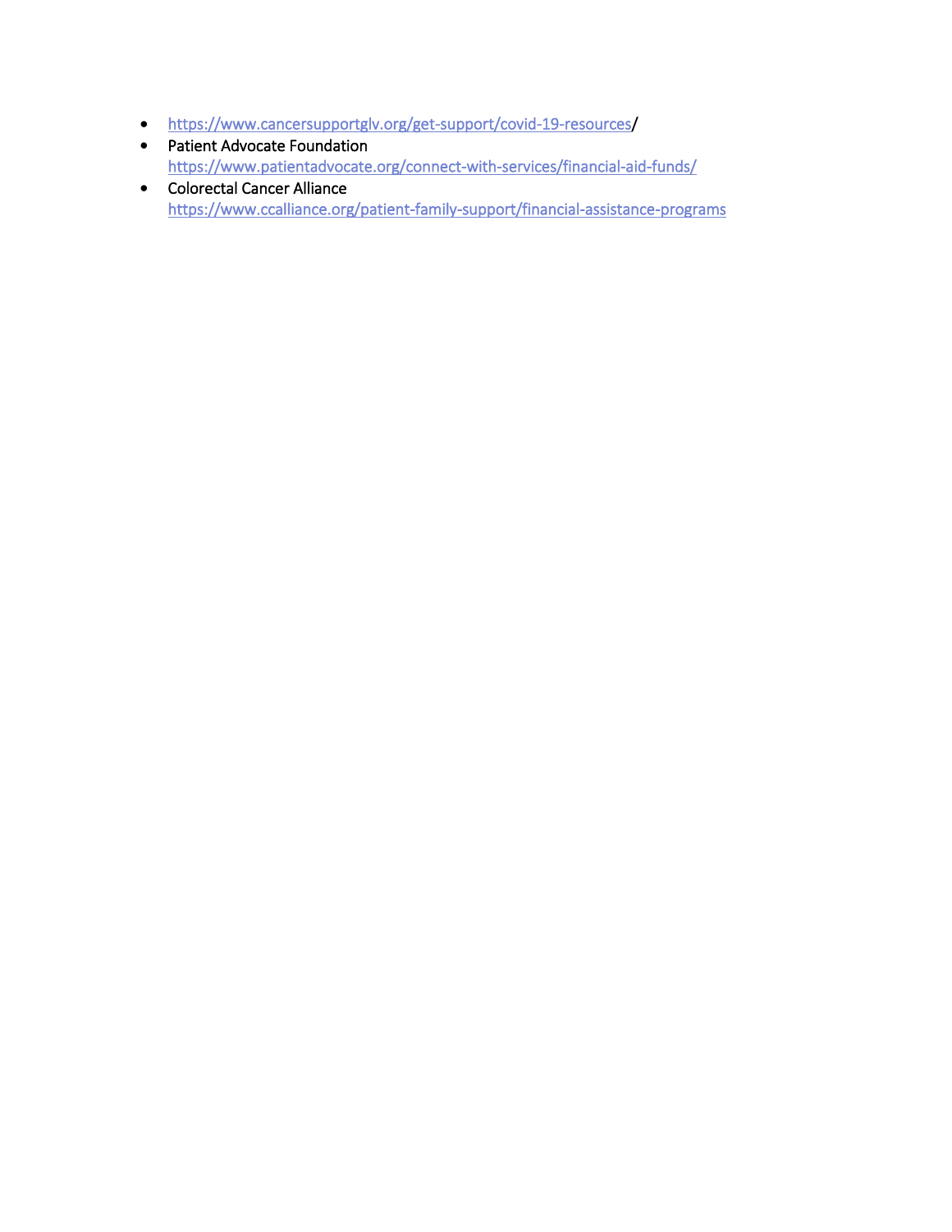- https://www.cancersupportglv.org/get-support/covid-19-resources/
- Patient Advocate Foundation
  https://www.patientadvocate.org/connect-with-services/financial-aid-funds/
- Colorectal Cancer Alliance
  https://www.ccalliance.org/patient-family-support/financial-assistance-programs